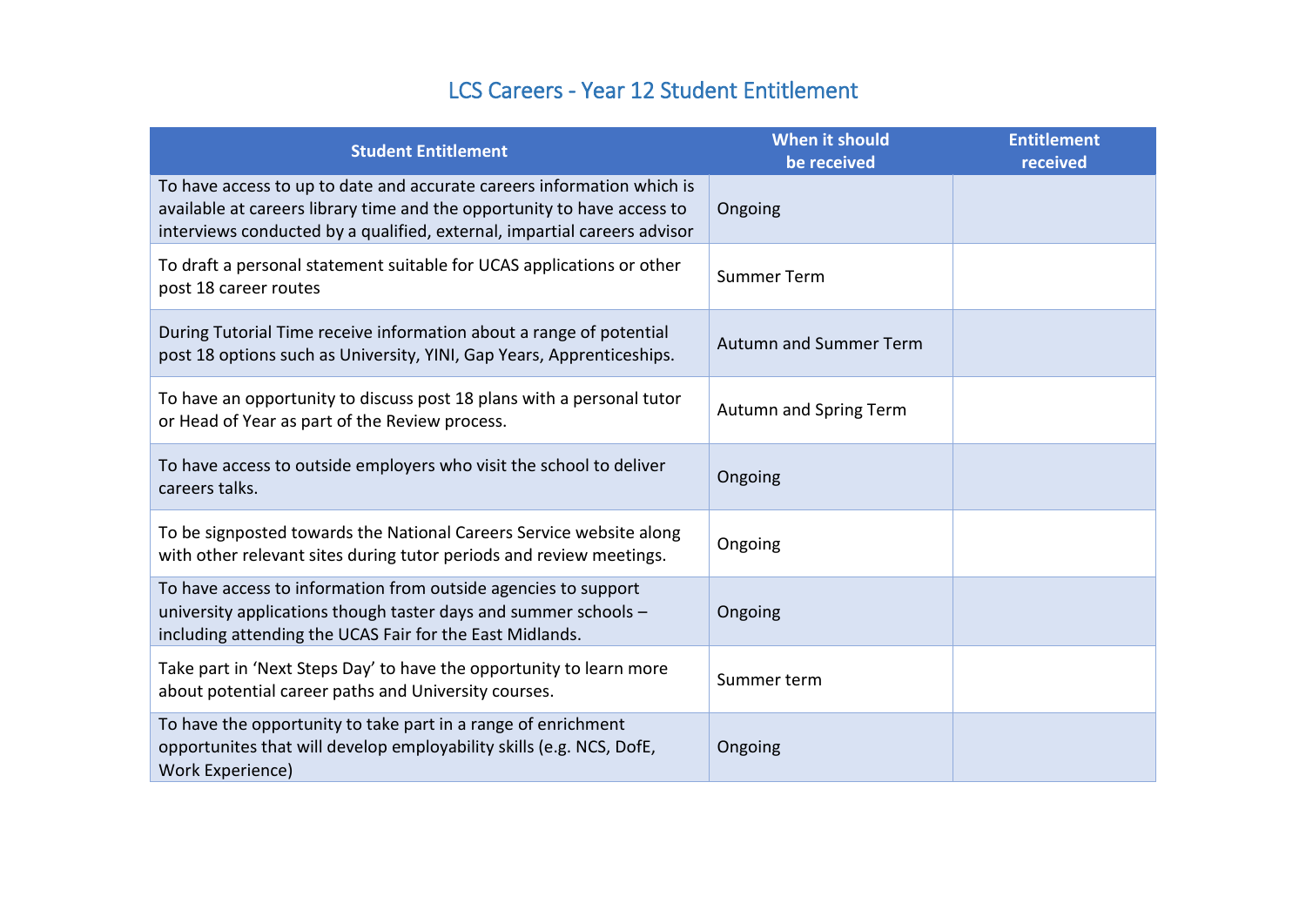# LCS Careers - Year 12 Student Entitlement

| Student Entitlement | When it should be received | Entitlement received |
|---|---|---|
| To have access to up to date and accurate careers information which is available at careers library time and the opportunity to have access to interviews conducted by a qualified, external, impartial careers advisor | Ongoing | |
| To draft a personal statement suitable for UCAS applications or other post 18 career routes | Summer Term | |
| During Tutorial Time receive information about a range of potential post 18 options such as University, YINI, Gap Years, Apprenticeships. | Autumn and Summer Term | |
| To have an opportunity to discuss post 18 plans with a personal tutor or Head of Year as part of the Review process. | Autumn and Spring Term | |
| To have access to outside employers who visit the school to deliver careers talks. | Ongoing | |
| To be signposted towards the National Careers Service website along with other relevant sites during tutor periods and review meetings. | Ongoing | |
| To have access to information from outside agencies to support university applications though taster days and summer schools – including attending the UCAS Fair for the East Midlands. | Ongoing | |
| Take part in 'Next Steps Day' to have the opportunity to learn more about potential career paths and University courses. | Summer term | |
| To have the opportunity to take part in a range of enrichment opportunites that will develop employability skills (e.g. NCS, DofE, Work Experience) | Ongoing | |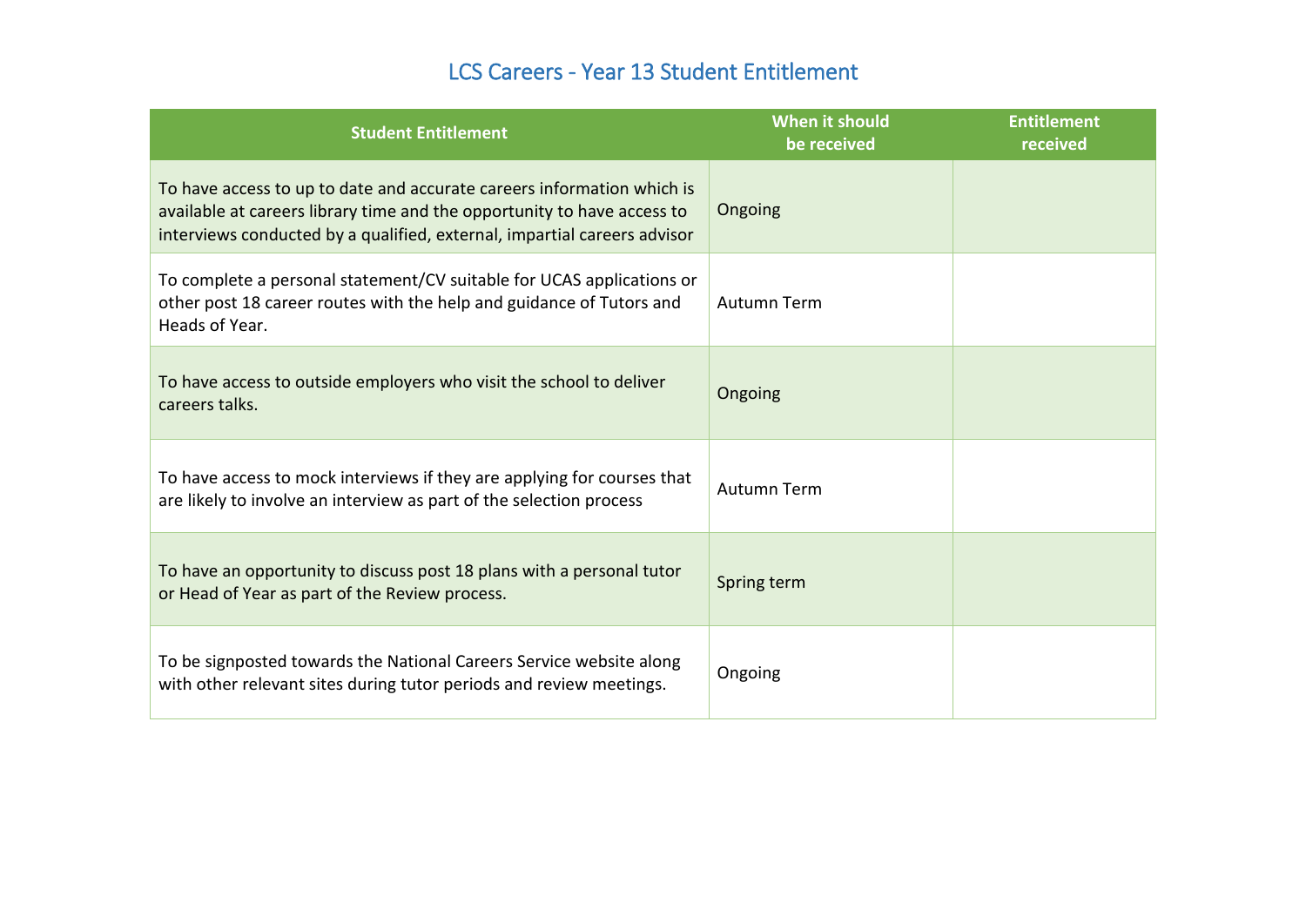# LCS Careers - Year 13 Student Entitlement

| Student Entitlement | When it should be received | Entitlement received |
|---|---|---|
| To have access to up to date and accurate careers information which is available at careers library time and the opportunity to have access to interviews conducted by a qualified, external, impartial careers advisor | Ongoing | |
| To complete a personal statement/CV suitable for UCAS applications or other post 18 career routes with the help and guidance of Tutors and Heads of Year. | Autumn Term | |
| To have access to outside employers who visit the school to deliver careers talks. | Ongoing | |
| To have access to mock interviews if they are applying for courses that are likely to involve an interview as part of the selection process | Autumn Term | |
| To have an opportunity to discuss post 18 plans with a personal tutor or Head of Year as part of the Review process. | Spring term | |
| To be signposted towards the National Careers Service website along with other relevant sites during tutor periods and review meetings. | Ongoing | |